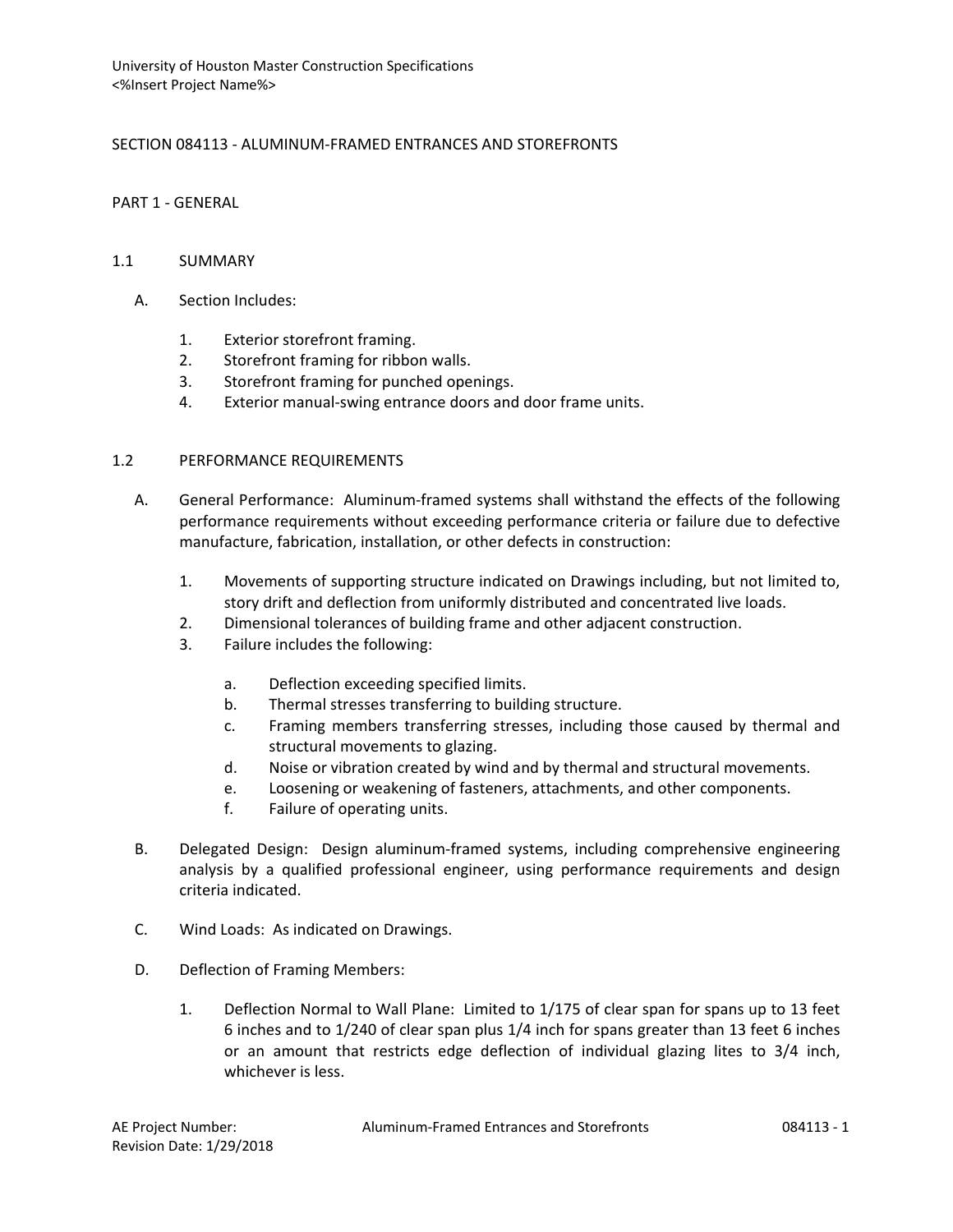SECTION 084113 - ALUMINUM-FRAMED ENTRANCES AND STOREFRONTS

## PART 1 - GENERAL

### 1.1 SUMMARY

A. Section Includes:

1. Exterior storefront framing.
2. Storefront framing for ribbon walls.
3. Storefront framing for punched openings.
4. Exterior manual-swing entrance doors and door frame units.

### 1.2 PERFORMANCE REQUIREMENTS

A. General Performance: Aluminum-framed systems shall withstand the effects of the following performance requirements without exceeding performance criteria or failure due to defective manufacture, fabrication, installation, or other defects in construction:

1. Movements of supporting structure indicated on Drawings including, but not limited to, story drift and deflection from uniformly distributed and concentrated live loads.
2. Dimensional tolerances of building frame and other adjacent construction.
3. Failure includes the following:

   a. Deflection exceeding specified limits.
   b. Thermal stresses transferring to building structure.
   c. Framing members transferring stresses, including those caused by thermal and structural movements to glazing.
   d. Noise or vibration created by wind and by thermal and structural movements.
   e. Loosening or weakening of fasteners, attachments, and other components.
   f. Failure of operating units.

B. Delegated Design: Design aluminum-framed systems, including comprehensive engineering analysis by a qualified professional engineer, using performance requirements and design criteria indicated.

C. Wind Loads: As indicated on Drawings.

D. Deflection of Framing Members:

1. Deflection Normal to Wall Plane: Limited to 1/175 of clear span for spans up to 13 feet 6 inches and to 1/240 of clear span plus 1/4 inch for spans greater than 13 feet 6 inches or an amount that restricts edge deflection of individual glazing lites to 3/4 inch, whichever is less.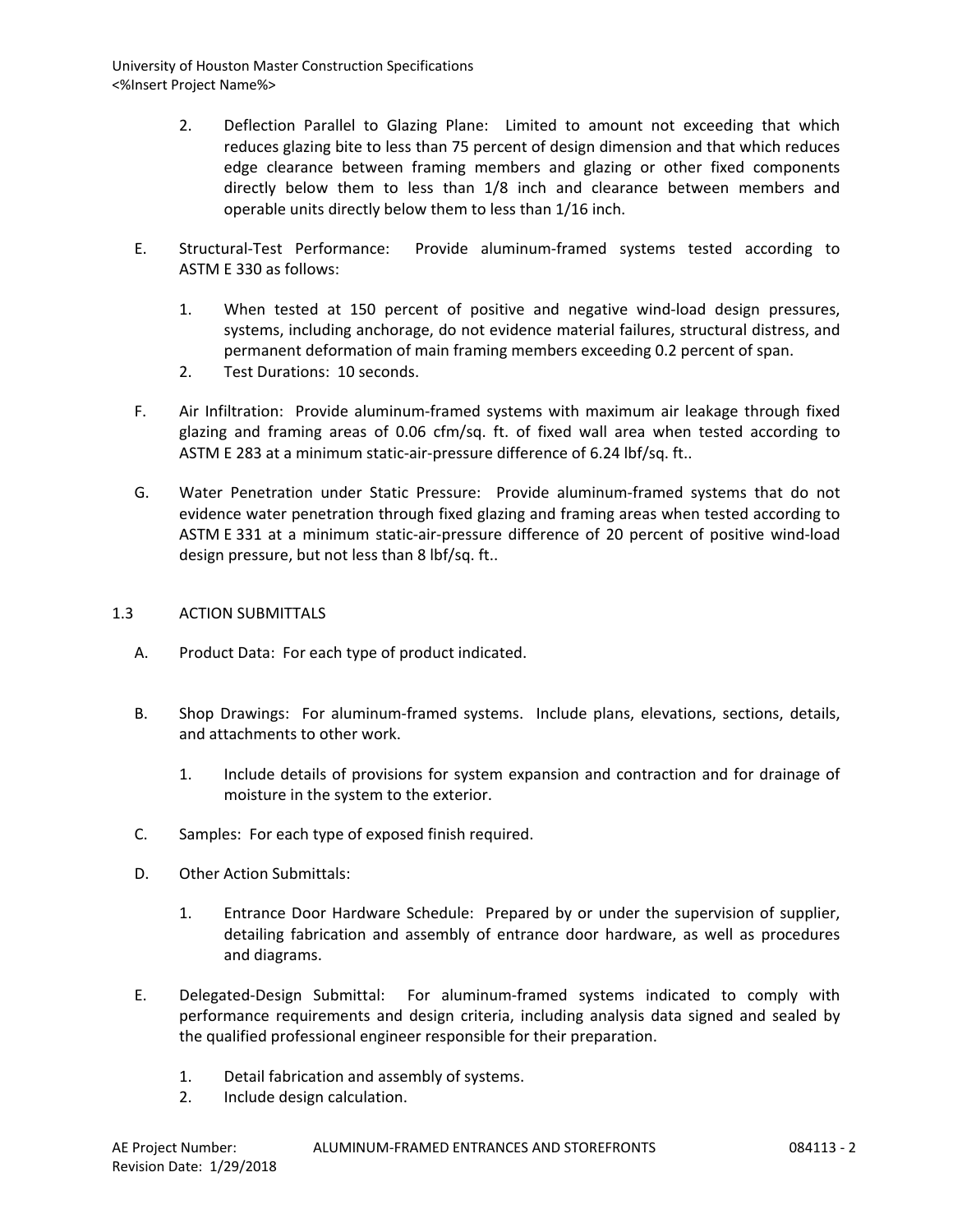2. Deflection Parallel to Glazing Plane: Limited to amount not exceeding that which reduces glazing bite to less than 75 percent of design dimension and that which reduces edge clearance between framing members and glazing or other fixed components directly below them to less than 1/8 inch and clearance between members and operable units directly below them to less than 1/16 inch.

E. Structural-Test Performance: Provide aluminum-framed systems tested according to ASTM E 330 as follows:

1. When tested at 150 percent of positive and negative wind-load design pressures, systems, including anchorage, do not evidence material failures, structural distress, and permanent deformation of main framing members exceeding 0.2 percent of span.
2. Test Durations: 10 seconds.

F. Air Infiltration: Provide aluminum-framed systems with maximum air leakage through fixed glazing and framing areas of 0.06 cfm/sq. ft. of fixed wall area when tested according to ASTM E 283 at a minimum static-air-pressure difference of 6.24 lbf/sq. ft..

G. Water Penetration under Static Pressure: Provide aluminum-framed systems that do not evidence water penetration through fixed glazing and framing areas when tested according to ASTM E 331 at a minimum static-air-pressure difference of 20 percent of positive wind-load design pressure, but not less than 8 lbf/sq. ft..

## 1.3 ACTION SUBMITTALS

A. Product Data: For each type of product indicated.

B. Shop Drawings: For aluminum-framed systems. Include plans, elevations, sections, details, and attachments to other work.

1. Include details of provisions for system expansion and contraction and for drainage of moisture in the system to the exterior.

C. Samples: For each type of exposed finish required.

D. Other Action Submittals:

1. Entrance Door Hardware Schedule: Prepared by or under the supervision of supplier, detailing fabrication and assembly of entrance door hardware, as well as procedures and diagrams.

E. Delegated-Design Submittal: For aluminum-framed systems indicated to comply with performance requirements and design criteria, including analysis data signed and sealed by the qualified professional engineer responsible for their preparation.

1. Detail fabrication and assembly of systems.
2. Include design calculation.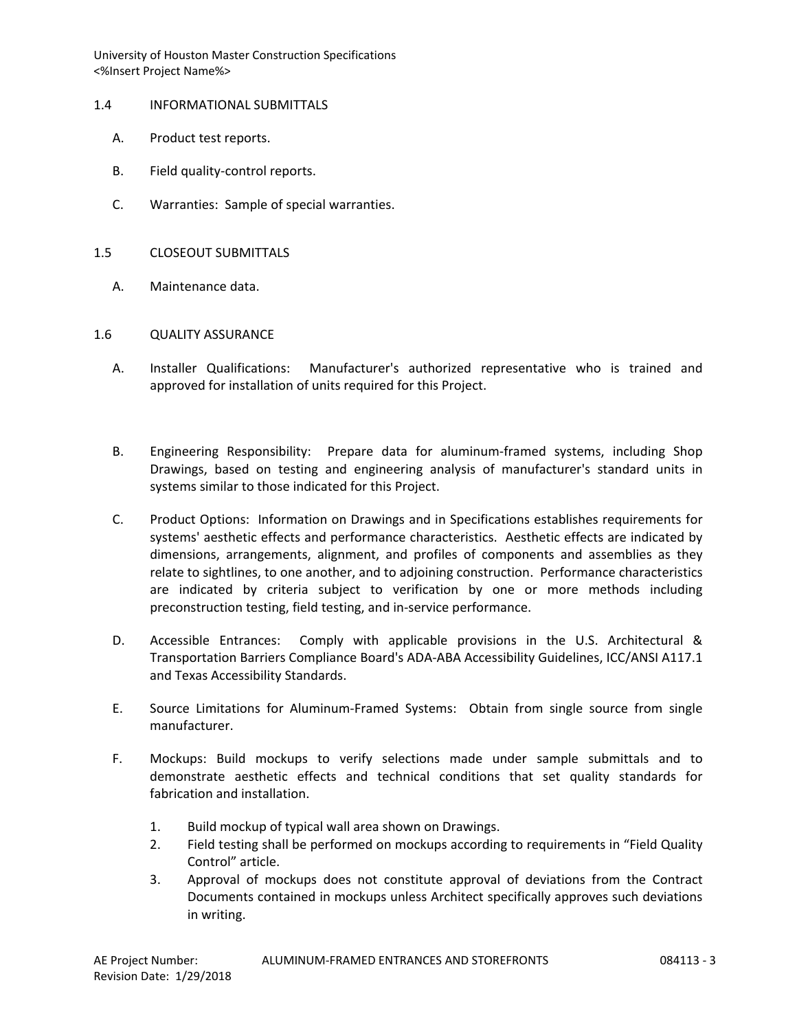## 1.4 INFORMATIONAL SUBMITTALS

A. Product test reports.

B. Field quality-control reports.

C. Warranties: Sample of special warranties.

## 1.5 CLOSEOUT SUBMITTALS

A. Maintenance data.

## 1.6 QUALITY ASSURANCE

A. Installer Qualifications: Manufacturer's authorized representative who is trained and approved for installation of units required for this Project.

B. Engineering Responsibility: Prepare data for aluminum-framed systems, including Shop Drawings, based on testing and engineering analysis of manufacturer's standard units in systems similar to those indicated for this Project.

C. Product Options: Information on Drawings and in Specifications establishes requirements for systems' aesthetic effects and performance characteristics. Aesthetic effects are indicated by dimensions, arrangements, alignment, and profiles of components and assemblies as they relate to sightlines, to one another, and to adjoining construction. Performance characteristics are indicated by criteria subject to verification by one or more methods including preconstruction testing, field testing, and in-service performance.

D. Accessible Entrances: Comply with applicable provisions in the U.S. Architectural & Transportation Barriers Compliance Board's ADA-ABA Accessibility Guidelines, ICC/ANSI A117.1 and Texas Accessibility Standards.

E. Source Limitations for Aluminum-Framed Systems: Obtain from single source from single manufacturer.

F. Mockups: Build mockups to verify selections made under sample submittals and to demonstrate aesthetic effects and technical conditions that set quality standards for fabrication and installation.

1. Build mockup of typical wall area shown on Drawings.
2. Field testing shall be performed on mockups according to requirements in "Field Quality Control" article.
3. Approval of mockups does not constitute approval of deviations from the Contract Documents contained in mockups unless Architect specifically approves such deviations in writing.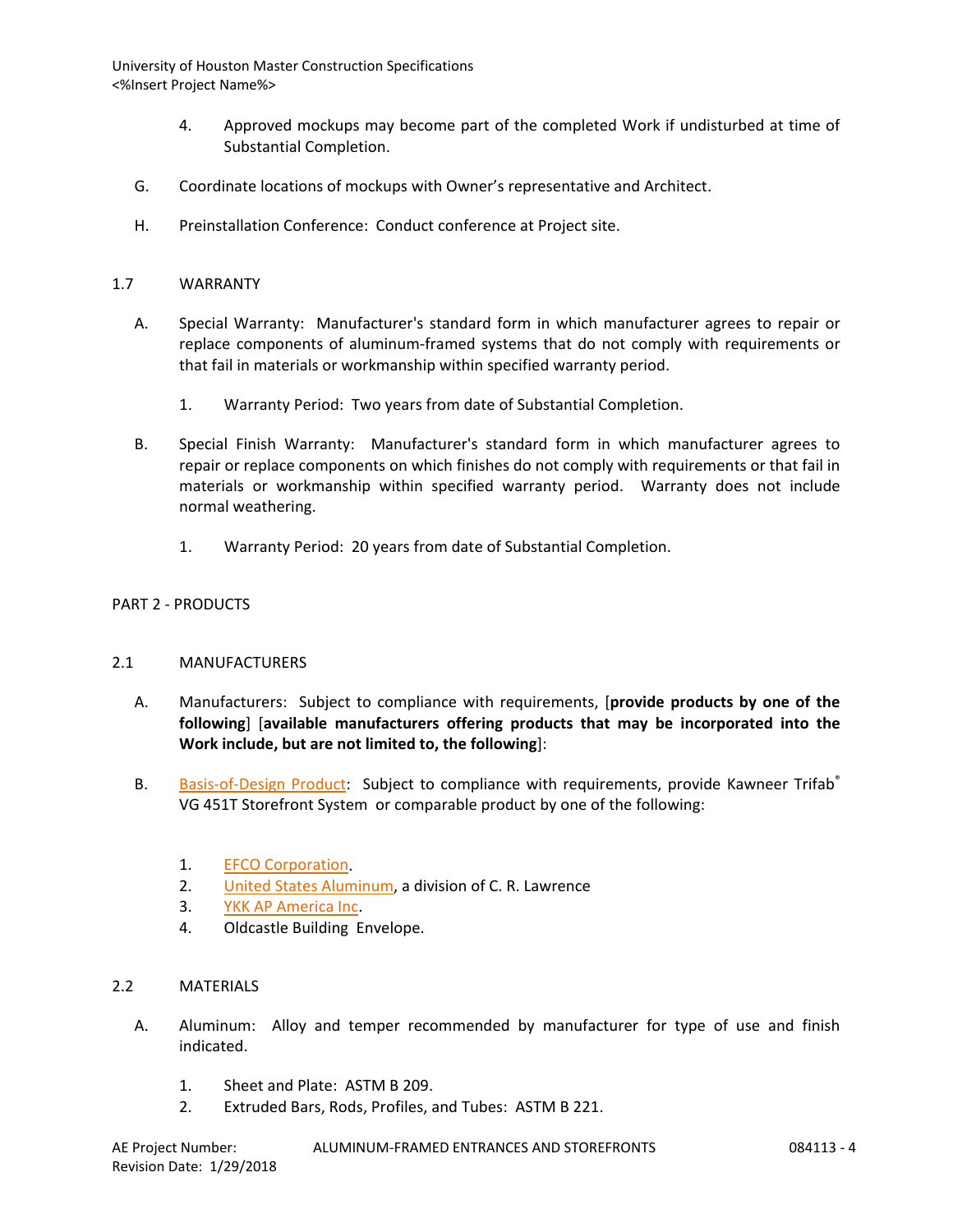4. Approved mockups may become part of the completed Work if undisturbed at time of Substantial Completion.

G. Coordinate locations of mockups with Owner's representative and Architect.

H. Preinstallation Conference: Conduct conference at Project site.

## 1.7 WARRANTY

A. Special Warranty: Manufacturer's standard form in which manufacturer agrees to repair or replace components of aluminum-framed systems that do not comply with requirements or that fail in materials or workmanship within specified warranty period.

1. Warranty Period: Two years from date of Substantial Completion.

B. Special Finish Warranty: Manufacturer's standard form in which manufacturer agrees to repair or replace components on which finishes do not comply with requirements or that fail in materials or workmanship within specified warranty period. Warranty does not include normal weathering.

1. Warranty Period: 20 years from date of Substantial Completion.

# PART 2 - PRODUCTS

## 2.1 MANUFACTURERS

A. Manufacturers: Subject to compliance with requirements, [**provide products by one of the following**] [**available manufacturers offering products that may be incorporated into the Work include, but are not limited to, the following**]:

B. Basis-of-Design Product: Subject to compliance with requirements, provide Kawneer Trifab® VG 451T Storefront System or comparable product by one of the following:

1. EFCO Corporation.
2. United States Aluminum, a division of C. R. Lawrence
3. YKK AP America Inc.
4. Oldcastle Building Envelope.

## 2.2 MATERIALS

A. Aluminum: Alloy and temper recommended by manufacturer for type of use and finish indicated.

1. Sheet and Plate: ASTM B 209.
2. Extruded Bars, Rods, Profiles, and Tubes: ASTM B 221.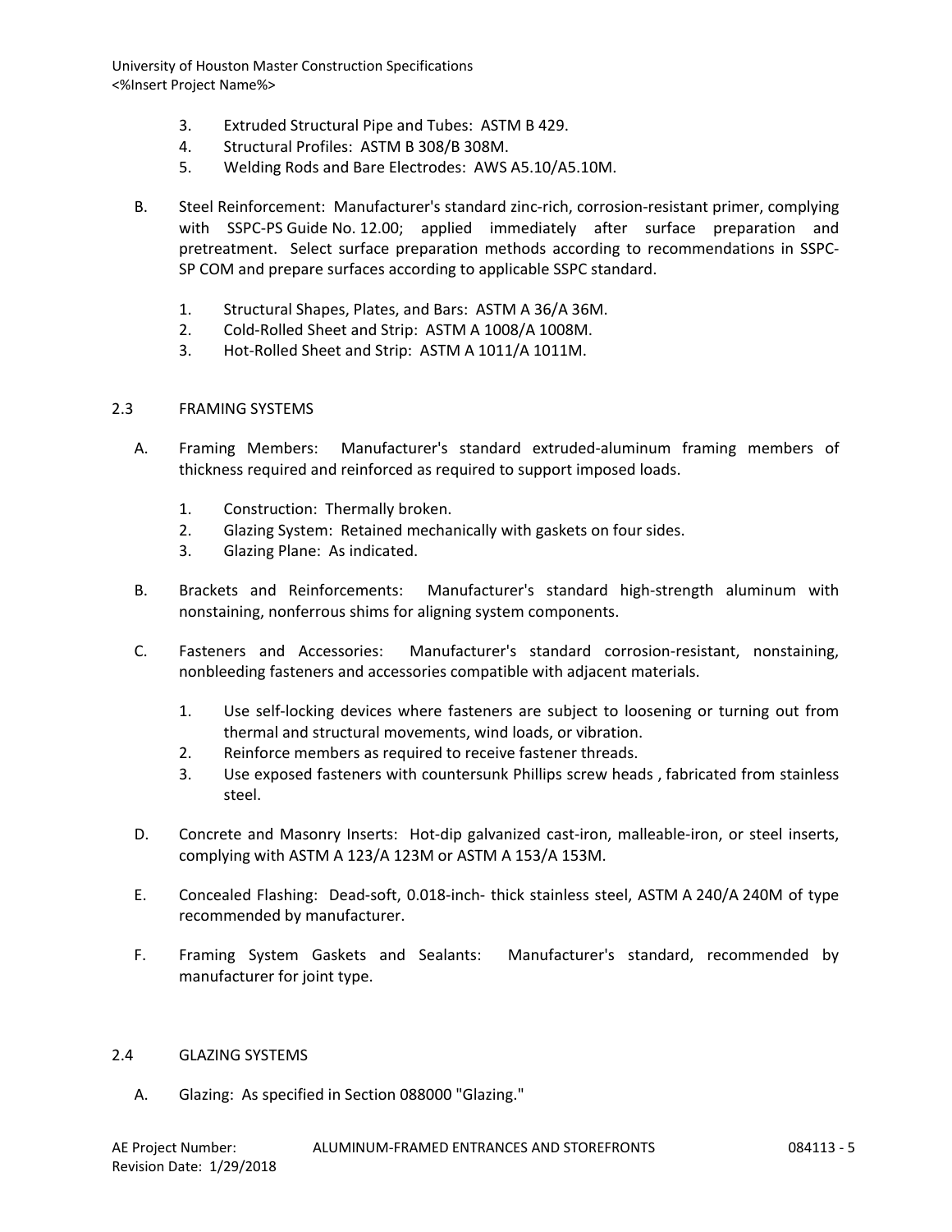3. Extruded Structural Pipe and Tubes: ASTM B 429.
4. Structural Profiles: ASTM B 308/B 308M.
5. Welding Rods and Bare Electrodes: AWS A5.10/A5.10M.

B. Steel Reinforcement: Manufacturer's standard zinc-rich, corrosion-resistant primer, complying with SSPC-PS Guide No. 12.00; applied immediately after surface preparation and pretreatment. Select surface preparation methods according to recommendations in SSPC-SP COM and prepare surfaces according to applicable SSPC standard.

1. Structural Shapes, Plates, and Bars: ASTM A 36/A 36M.
2. Cold-Rolled Sheet and Strip: ASTM A 1008/A 1008M.
3. Hot-Rolled Sheet and Strip: ASTM A 1011/A 1011M.

## 2.3 FRAMING SYSTEMS

A. Framing Members: Manufacturer's standard extruded-aluminum framing members of thickness required and reinforced as required to support imposed loads.

1. Construction: Thermally broken.
2. Glazing System: Retained mechanically with gaskets on four sides.
3. Glazing Plane: As indicated.

B. Brackets and Reinforcements: Manufacturer's standard high-strength aluminum with nonstaining, nonferrous shims for aligning system components.

C. Fasteners and Accessories: Manufacturer's standard corrosion-resistant, nonstaining, nonbleeding fasteners and accessories compatible with adjacent materials.

1. Use self-locking devices where fasteners are subject to loosening or turning out from thermal and structural movements, wind loads, or vibration.
2. Reinforce members as required to receive fastener threads.
3. Use exposed fasteners with countersunk Phillips screw heads , fabricated from stainless steel.

D. Concrete and Masonry Inserts: Hot-dip galvanized cast-iron, malleable-iron, or steel inserts, complying with ASTM A 123/A 123M or ASTM A 153/A 153M.

E. Concealed Flashing: Dead-soft, 0.018-inch- thick stainless steel, ASTM A 240/A 240M of type recommended by manufacturer.

F. Framing System Gaskets and Sealants: Manufacturer's standard, recommended by manufacturer for joint type.

## 2.4 GLAZING SYSTEMS

A. Glazing: As specified in Section 088000 "Glazing."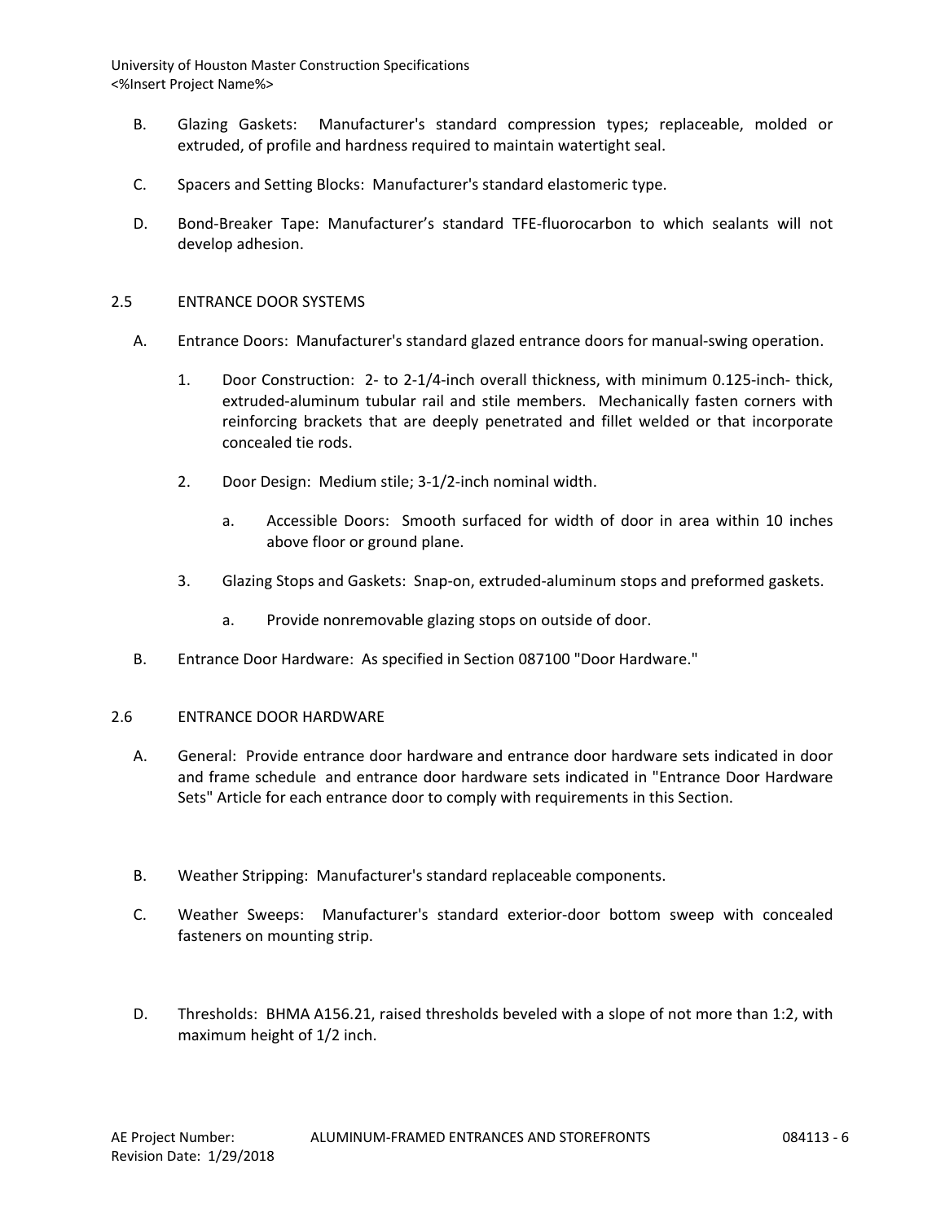B. Glazing Gaskets: Manufacturer's standard compression types; replaceable, molded or extruded, of profile and hardness required to maintain watertight seal.

C. Spacers and Setting Blocks: Manufacturer's standard elastomeric type.

D. Bond-Breaker Tape: Manufacturer's standard TFE-fluorocarbon to which sealants will not develop adhesion.

## 2.5 ENTRANCE DOOR SYSTEMS

A. Entrance Doors: Manufacturer's standard glazed entrance doors for manual-swing operation.

1. Door Construction: 2- to 2-1/4-inch overall thickness, with minimum 0.125-inch- thick, extruded-aluminum tubular rail and stile members. Mechanically fasten corners with reinforcing brackets that are deeply penetrated and fillet welded or that incorporate concealed tie rods.

2. Door Design: Medium stile; 3-1/2-inch nominal width.

   a. Accessible Doors: Smooth surfaced for width of door in area within 10 inches above floor or ground plane.

3. Glazing Stops and Gaskets: Snap-on, extruded-aluminum stops and preformed gaskets.

   a. Provide nonremovable glazing stops on outside of door.

B. Entrance Door Hardware: As specified in Section 087100 "Door Hardware."

## 2.6 ENTRANCE DOOR HARDWARE

A. General: Provide entrance door hardware and entrance door hardware sets indicated in door and frame schedule and entrance door hardware sets indicated in "Entrance Door Hardware Sets" Article for each entrance door to comply with requirements in this Section.

B. Weather Stripping: Manufacturer's standard replaceable components.

C. Weather Sweeps: Manufacturer's standard exterior-door bottom sweep with concealed fasteners on mounting strip.

D. Thresholds: BHMA A156.21, raised thresholds beveled with a slope of not more than 1:2, with maximum height of 1/2 inch.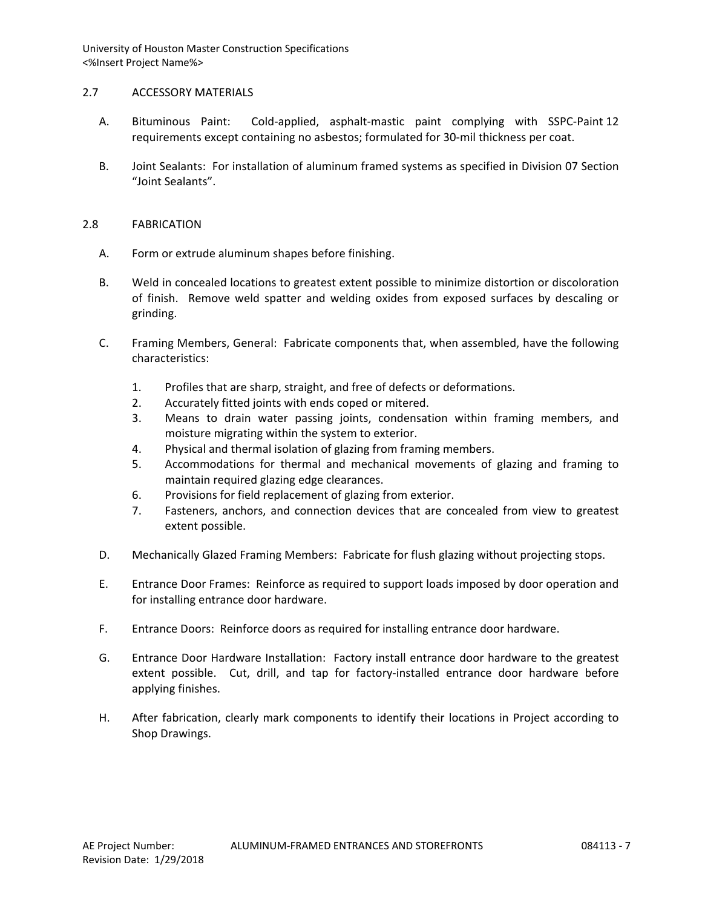## 2.7 ACCESSORY MATERIALS

A. Bituminous Paint: Cold-applied, asphalt-mastic paint complying with SSPC-Paint 12 requirements except containing no asbestos; formulated for 30-mil thickness per coat.

B. Joint Sealants: For installation of aluminum framed systems as specified in Division 07 Section "Joint Sealants".

## 2.8 FABRICATION

A. Form or extrude aluminum shapes before finishing.

B. Weld in concealed locations to greatest extent possible to minimize distortion or discoloration of finish. Remove weld spatter and welding oxides from exposed surfaces by descaling or grinding.

C. Framing Members, General: Fabricate components that, when assembled, have the following characteristics:

1. Profiles that are sharp, straight, and free of defects or deformations.
2. Accurately fitted joints with ends coped or mitered.
3. Means to drain water passing joints, condensation within framing members, and moisture migrating within the system to exterior.
4. Physical and thermal isolation of glazing from framing members.
5. Accommodations for thermal and mechanical movements of glazing and framing to maintain required glazing edge clearances.
6. Provisions for field replacement of glazing from exterior.
7. Fasteners, anchors, and connection devices that are concealed from view to greatest extent possible.

D. Mechanically Glazed Framing Members: Fabricate for flush glazing without projecting stops.

E. Entrance Door Frames: Reinforce as required to support loads imposed by door operation and for installing entrance door hardware.

F. Entrance Doors: Reinforce doors as required for installing entrance door hardware.

G. Entrance Door Hardware Installation: Factory install entrance door hardware to the greatest extent possible. Cut, drill, and tap for factory-installed entrance door hardware before applying finishes.

H. After fabrication, clearly mark components to identify their locations in Project according to Shop Drawings.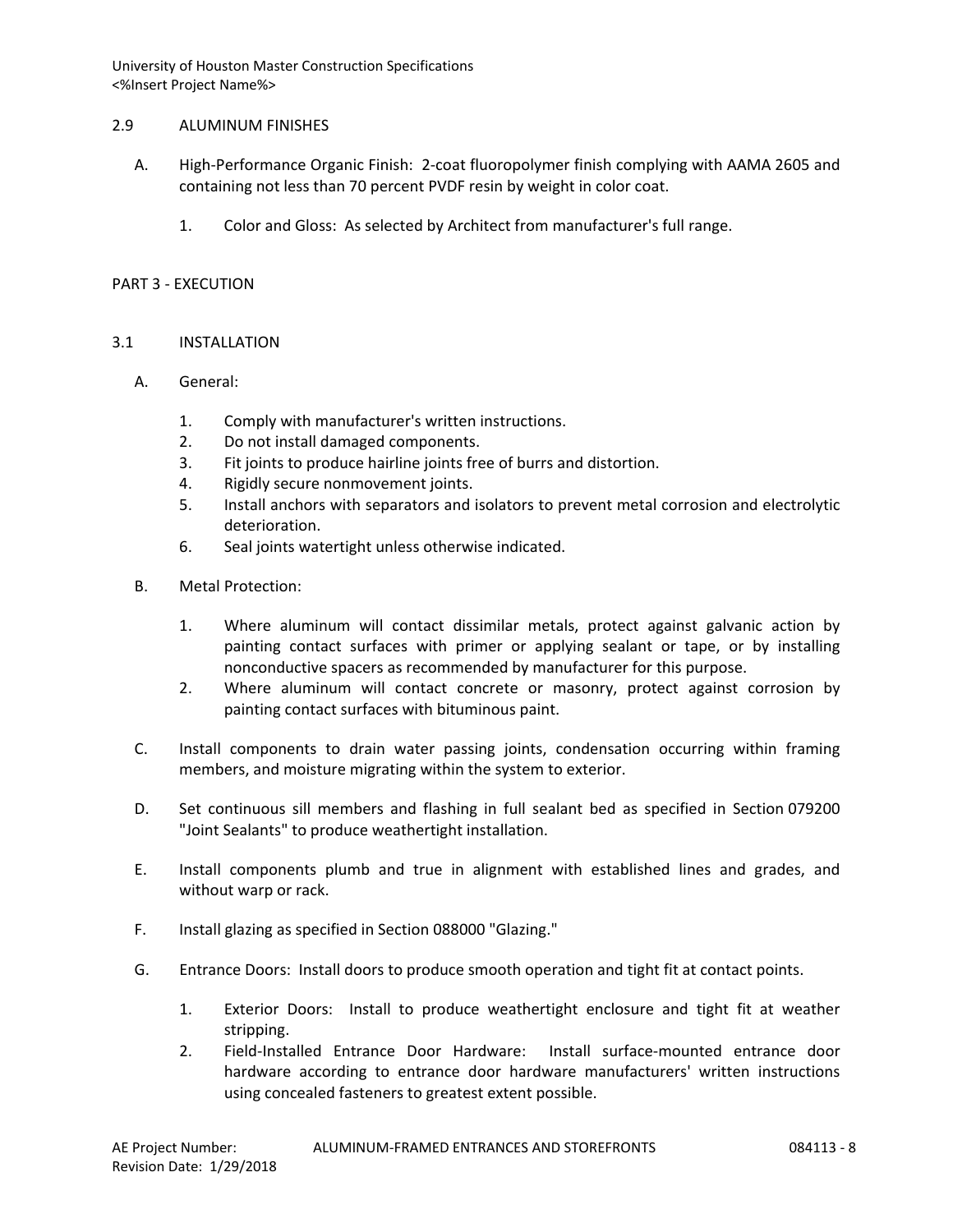## 2.9 ALUMINUM FINISHES

A. High-Performance Organic Finish: 2-coat fluoropolymer finish complying with AAMA 2605 and containing not less than 70 percent PVDF resin by weight in color coat.

   1. Color and Gloss: As selected by Architect from manufacturer's full range.

# PART 3 - EXECUTION

## 3.1 INSTALLATION

A. General:

   1. Comply with manufacturer's written instructions.
   2. Do not install damaged components.
   3. Fit joints to produce hairline joints free of burrs and distortion.
   4. Rigidly secure nonmovement joints.
   5. Install anchors with separators and isolators to prevent metal corrosion and electrolytic deterioration.
   6. Seal joints watertight unless otherwise indicated.

B. Metal Protection:

   1. Where aluminum will contact dissimilar metals, protect against galvanic action by painting contact surfaces with primer or applying sealant or tape, or by installing nonconductive spacers as recommended by manufacturer for this purpose.
   2. Where aluminum will contact concrete or masonry, protect against corrosion by painting contact surfaces with bituminous paint.

C. Install components to drain water passing joints, condensation occurring within framing members, and moisture migrating within the system to exterior.

D. Set continuous sill members and flashing in full sealant bed as specified in Section 079200 "Joint Sealants" to produce weathertight installation.

E. Install components plumb and true in alignment with established lines and grades, and without warp or rack.

F. Install glazing as specified in Section 088000 "Glazing."

G. Entrance Doors: Install doors to produce smooth operation and tight fit at contact points.

   1. Exterior Doors: Install to produce weathertight enclosure and tight fit at weather stripping.
   2. Field-Installed Entrance Door Hardware: Install surface-mounted entrance door hardware according to entrance door hardware manufacturers' written instructions using concealed fasteners to greatest extent possible.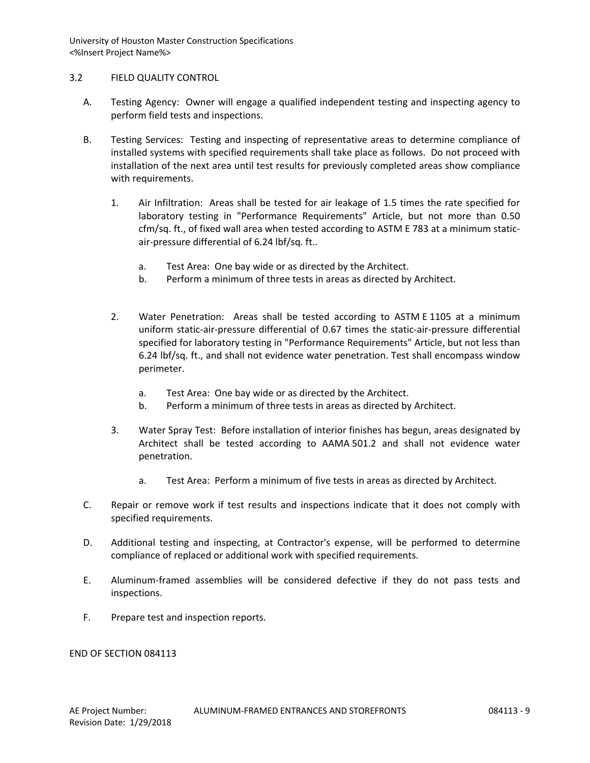## 3.2 FIELD QUALITY CONTROL

A. Testing Agency: Owner will engage a qualified independent testing and inspecting agency to perform field tests and inspections.

B. Testing Services: Testing and inspecting of representative areas to determine compliance of installed systems with specified requirements shall take place as follows. Do not proceed with installation of the next area until test results for previously completed areas show compliance with requirements.

1. Air Infiltration: Areas shall be tested for air leakage of 1.5 times the rate specified for laboratory testing in "Performance Requirements" Article, but not more than 0.50 cfm/sq. ft., of fixed wall area when tested according to ASTM E 783 at a minimum static-air-pressure differential of 6.24 lbf/sq. ft..

   a. Test Area: One bay wide or as directed by the Architect.
   b. Perform a minimum of three tests in areas as directed by Architect.

2. Water Penetration: Areas shall be tested according to ASTM E 1105 at a minimum uniform static-air-pressure differential of 0.67 times the static-air-pressure differential specified for laboratory testing in "Performance Requirements" Article, but not less than 6.24 lbf/sq. ft., and shall not evidence water penetration. Test shall encompass window perimeter.

   a. Test Area: One bay wide or as directed by the Architect.
   b. Perform a minimum of three tests in areas as directed by Architect.

3. Water Spray Test: Before installation of interior finishes has begun, areas designated by Architect shall be tested according to AAMA 501.2 and shall not evidence water penetration.

   a. Test Area: Perform a minimum of five tests in areas as directed by Architect.

C. Repair or remove work if test results and inspections indicate that it does not comply with specified requirements.

D. Additional testing and inspecting, at Contractor's expense, will be performed to determine compliance of replaced or additional work with specified requirements.

E. Aluminum-framed assemblies will be considered defective if they do not pass tests and inspections.

F. Prepare test and inspection reports.

END OF SECTION 084113